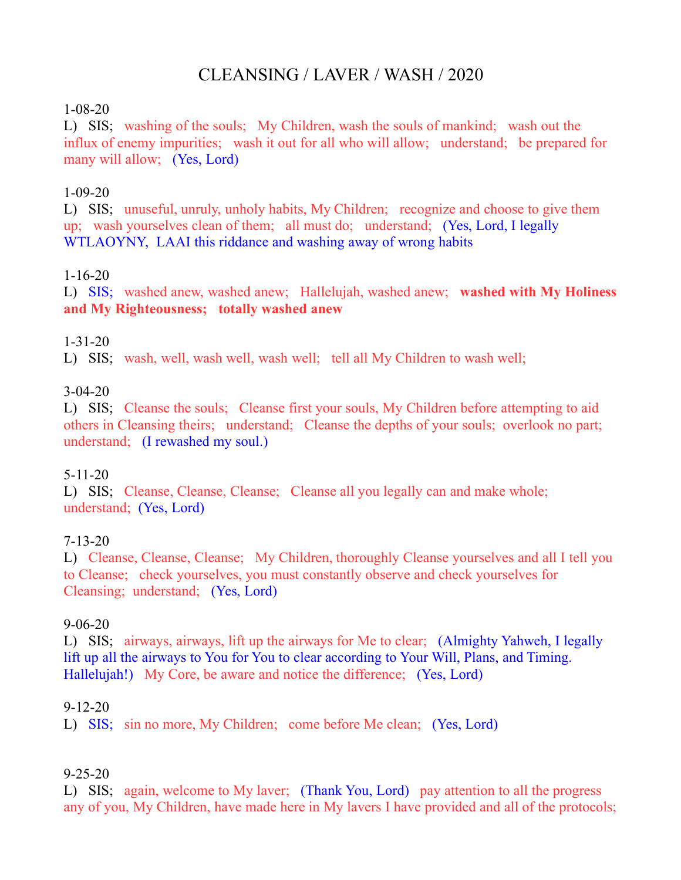# CLEANSING / LAVER / WASH / 2020

1-08-20
L) SIS; washing of the souls; My Children, wash the souls of mankind; wash out the influx of enemy impurities; wash it out for all who will allow; understand; be prepared for many will allow; (Yes, Lord)

1-09-20
L) SIS; unuseful, unruly, unholy habits, My Children; recognize and choose to give them up; wash yourselves clean of them; all must do; understand; (Yes, Lord, I legally WTLAOYNY, LAAI this riddance and washing away of wrong habits

1-16-20
L) SIS; washed anew, washed anew; Hallelujah, washed anew; **washed with My Holiness and My Righteousness; totally washed anew**

1-31-20
L) SIS; wash, well, wash well, wash well; tell all My Children to wash well;

3-04-20
L) SIS; Cleanse the souls; Cleanse first your souls, My Children before attempting to aid others in Cleansing theirs; understand; Cleanse the depths of your souls; overlook no part; understand; (I rewashed my soul.)

5-11-20
L) SIS; Cleanse, Cleanse, Cleanse; Cleanse all you legally can and make whole; understand; (Yes, Lord)

7-13-20
L) Cleanse, Cleanse, Cleanse; My Children, thoroughly Cleanse yourselves and all I tell you to Cleanse; check yourselves, you must constantly observe and check yourselves for Cleansing; understand; (Yes, Lord)

9-06-20
L) SIS; airways, airways, lift up the airways for Me to clear; (Almighty Yahweh, I legally lift up all the airways to You for You to clear according to Your Will, Plans, and Timing. Hallelujah!) My Core, be aware and notice the difference; (Yes, Lord)

9-12-20
L) SIS; sin no more, My Children; come before Me clean; (Yes, Lord)

9-25-20
L) SIS; again, welcome to My laver; (Thank You, Lord) pay attention to all the progress any of you, My Children, have made here in My lavers I have provided and all of the protocols;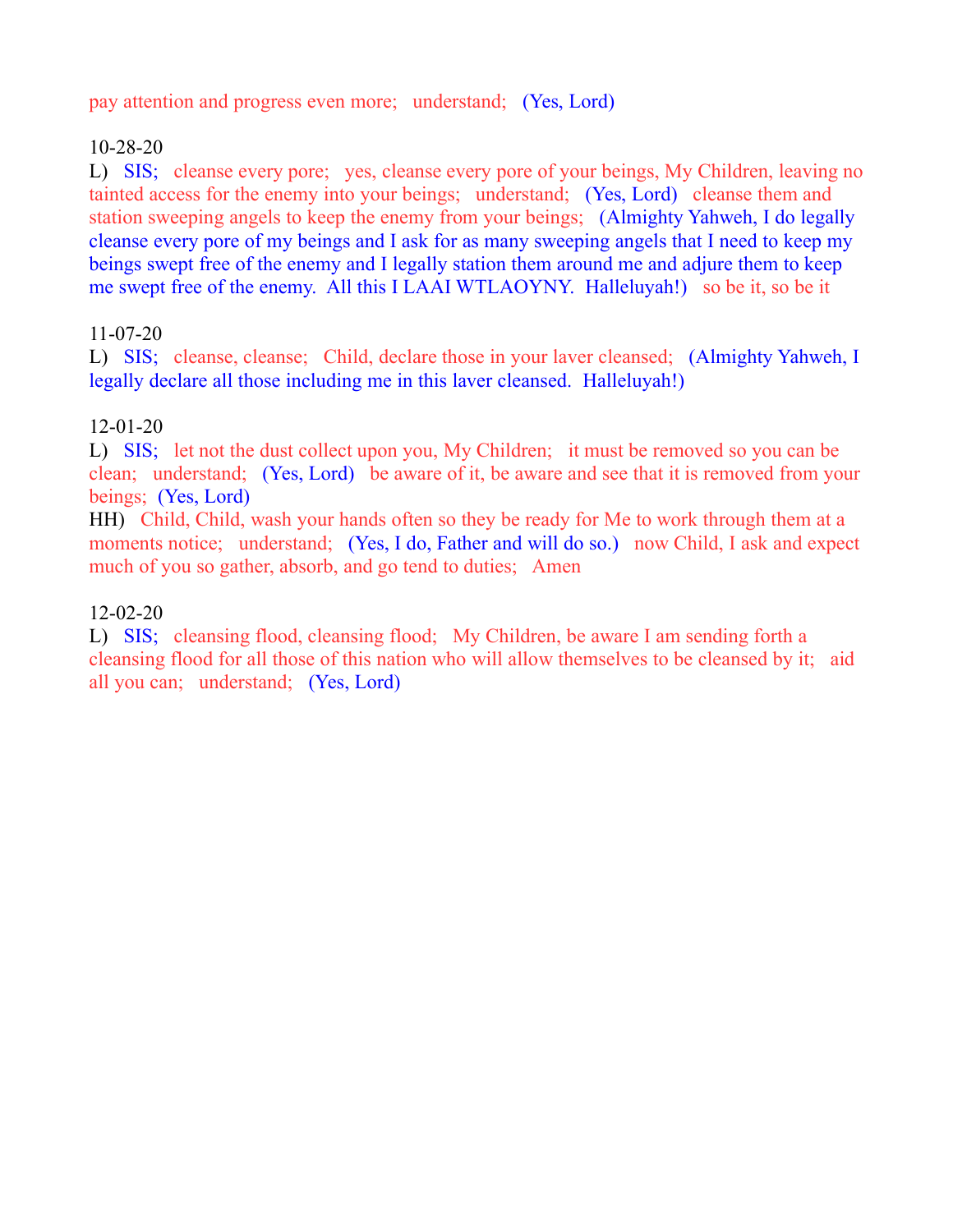pay attention and progress even more;   understand;   (Yes, Lord)

10-28-20

L)   SIS;   cleanse every pore;   yes, cleanse every pore of your beings, My Children, leaving no tainted access for the enemy into your beings;   understand;   (Yes, Lord)   cleanse them and station sweeping angels to keep the enemy from your beings;   (Almighty Yahweh, I do legally cleanse every pore of my beings and I ask for as many sweeping angels that I need to keep my beings swept free of the enemy and I legally station them around me and adjure them to keep me swept free of the enemy.  All this I LAAI WTLAOYNY.  Halleluyah!)   so be it, so be it

11-07-20

L)   SIS;   cleanse, cleanse;   Child, declare those in your laver cleansed;   (Almighty Yahweh, I legally declare all those including me in this laver cleansed.  Halleluyah!)

12-01-20

L)   SIS;   let not the dust collect upon you, My Children;   it must be removed so you can be clean;   understand;   (Yes, Lord)   be aware of it, be aware and see that it is removed from your beings;   (Yes, Lord)

HH)   Child, Child, wash your hands often so they be ready for Me to work through them at a moments notice;   understand;   (Yes, I do, Father and will do so.)   now Child, I ask and expect much of you so gather, absorb, and go tend to duties;   Amen

12-02-20

L)   SIS;   cleansing flood, cleansing flood;   My Children, be aware I am sending forth a cleansing flood for all those of this nation who will allow themselves to be cleansed by it;   aid all you can;   understand;   (Yes, Lord)